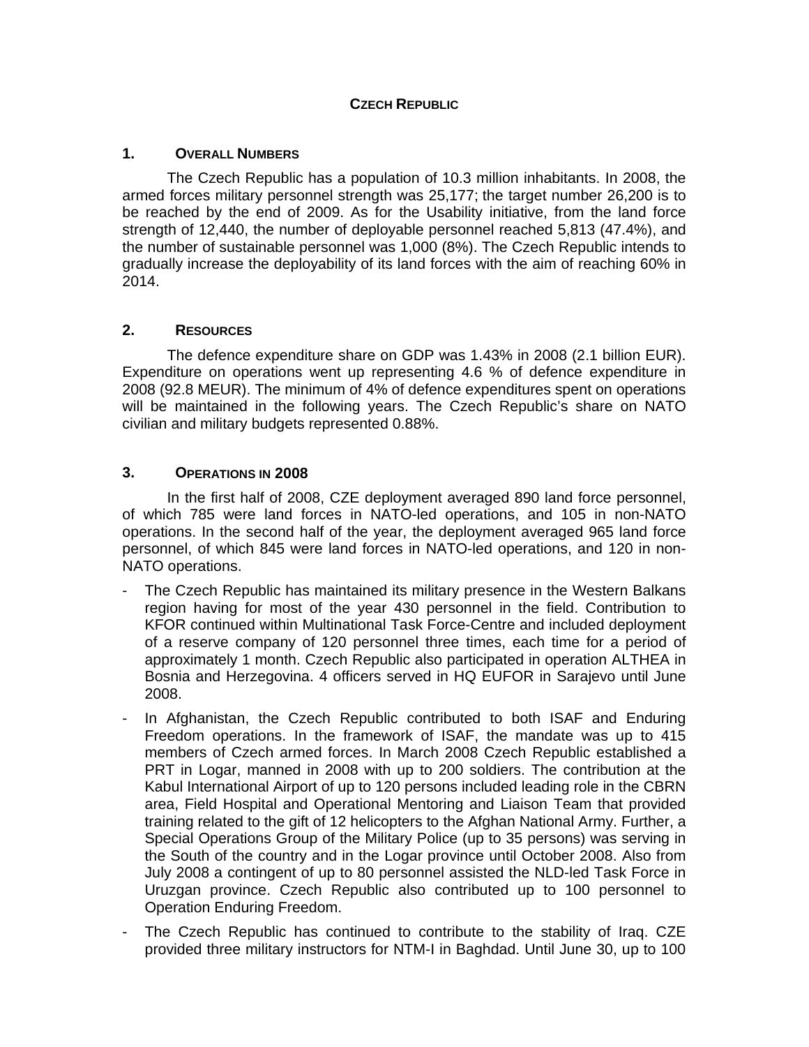# CZECH REPUBLIC

## 1. OVERALL NUMBERS

The Czech Republic has a population of 10.3 million inhabitants. In 2008, the armed forces military personnel strength was 25,177; the target number 26,200 is to be reached by the end of 2009. As for the Usability initiative, from the land force strength of 12,440, the number of deployable personnel reached 5,813 (47.4%), and the number of sustainable personnel was 1,000 (8%). The Czech Republic intends to gradually increase the deployability of its land forces with the aim of reaching 60% in 2014.

## 2. RESOURCES

The defence expenditure share on GDP was 1.43% in 2008 (2.1 billion EUR). Expenditure on operations went up representing 4.6 % of defence expenditure in 2008 (92.8 MEUR). The minimum of 4% of defence expenditures spent on operations will be maintained in the following years. The Czech Republic's share on NATO civilian and military budgets represented 0.88%.

## 3. OPERATIONS IN 2008

In the first half of 2008, CZE deployment averaged 890 land force personnel, of which 785 were land forces in NATO-led operations, and 105 in non-NATO operations. In the second half of the year, the deployment averaged 965 land force personnel, of which 845 were land forces in NATO-led operations, and 120 in non-NATO operations.

- The Czech Republic has maintained its military presence in the Western Balkans region having for most of the year 430 personnel in the field. Contribution to KFOR continued within Multinational Task Force-Centre and included deployment of a reserve company of 120 personnel three times, each time for a period of approximately 1 month. Czech Republic also participated in operation ALTHEA in Bosnia and Herzegovina. 4 officers served in HQ EUFOR in Sarajevo until June 2008.
- In Afghanistan, the Czech Republic contributed to both ISAF and Enduring Freedom operations. In the framework of ISAF, the mandate was up to 415 members of Czech armed forces. In March 2008 Czech Republic established a PRT in Logar, manned in 2008 with up to 200 soldiers. The contribution at the Kabul International Airport of up to 120 persons included leading role in the CBRN area, Field Hospital and Operational Mentoring and Liaison Team that provided training related to the gift of 12 helicopters to the Afghan National Army. Further, a Special Operations Group of the Military Police (up to 35 persons) was serving in the South of the country and in the Logar province until October 2008. Also from July 2008 a contingent of up to 80 personnel assisted the NLD-led Task Force in Uruzgan province. Czech Republic also contributed up to 100 personnel to Operation Enduring Freedom.
- The Czech Republic has continued to contribute to the stability of Iraq. CZE provided three military instructors for NTM-I in Baghdad. Until June 30, up to 100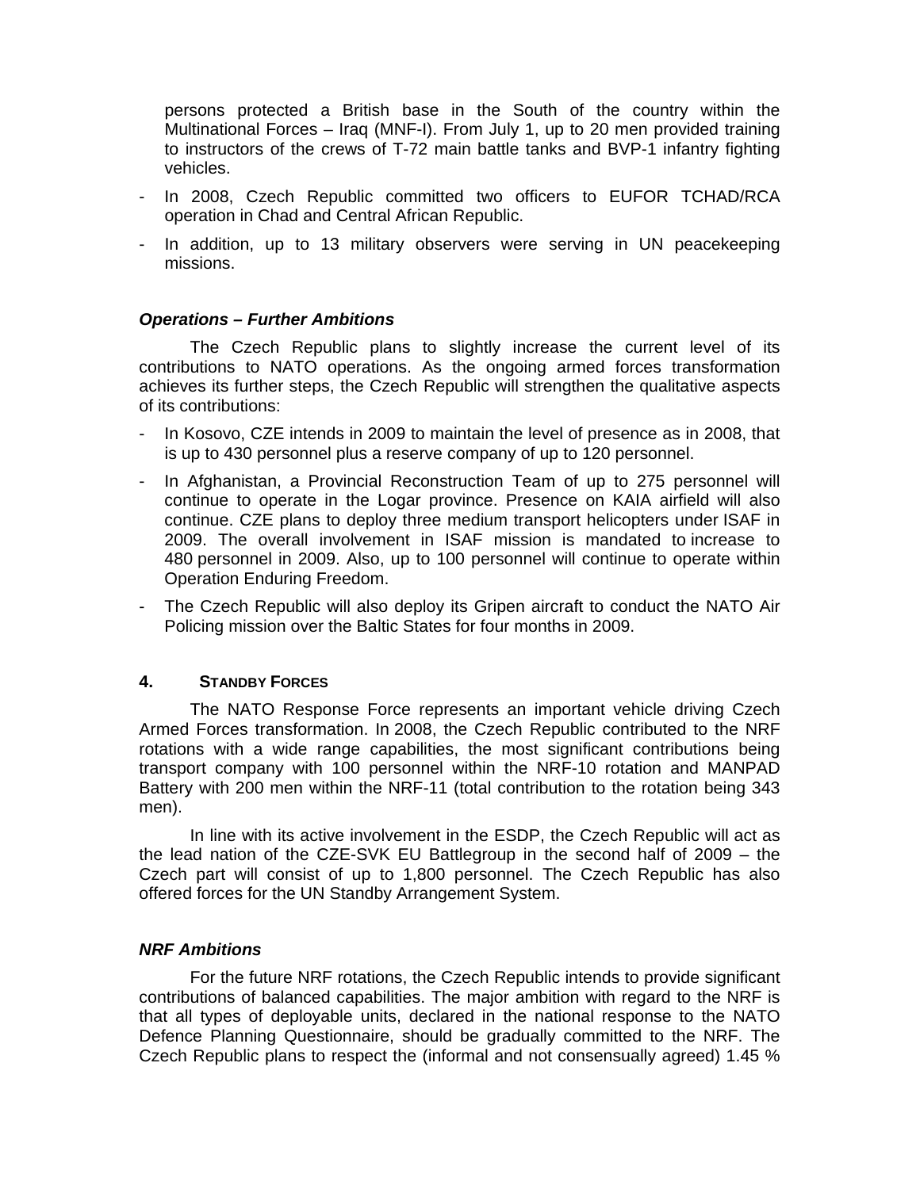persons protected a British base in the South of the country within the Multinational Forces – Iraq (MNF-I). From July 1, up to 20 men provided training to instructors of the crews of T-72 main battle tanks and BVP-1 infantry fighting vehicles.

- In 2008, Czech Republic committed two officers to EUFOR TCHAD/RCA operation in Chad and Central African Republic.
- In addition, up to 13 military observers were serving in UN peacekeeping missions.

### *Operations – Further Ambitions*

The Czech Republic plans to slightly increase the current level of its contributions to NATO operations. As the ongoing armed forces transformation achieves its further steps, the Czech Republic will strengthen the qualitative aspects of its contributions:

- In Kosovo, CZE intends in 2009 to maintain the level of presence as in 2008, that is up to 430 personnel plus a reserve company of up to 120 personnel.
- In Afghanistan, a Provincial Reconstruction Team of up to 275 personnel will continue to operate in the Logar province. Presence on KAIA airfield will also continue. CZE plans to deploy three medium transport helicopters under ISAF in 2009. The overall involvement in ISAF mission is mandated to increase to 480 personnel in 2009. Also, up to 100 personnel will continue to operate within Operation Enduring Freedom.
- The Czech Republic will also deploy its Gripen aircraft to conduct the NATO Air Policing mission over the Baltic States for four months in 2009.

## 4. STANDBY FORCES

The NATO Response Force represents an important vehicle driving Czech Armed Forces transformation. In 2008, the Czech Republic contributed to the NRF rotations with a wide range capabilities, the most significant contributions being transport company with 100 personnel within the NRF-10 rotation and MANPAD Battery with 200 men within the NRF-11 (total contribution to the rotation being 343 men).

In line with its active involvement in the ESDP, the Czech Republic will act as the lead nation of the CZE-SVK EU Battlegroup in the second half of 2009 – the Czech part will consist of up to 1,800 personnel. The Czech Republic has also offered forces for the UN Standby Arrangement System.

### *NRF Ambitions*

For the future NRF rotations, the Czech Republic intends to provide significant contributions of balanced capabilities. The major ambition with regard to the NRF is that all types of deployable units, declared in the national response to the NATO Defence Planning Questionnaire, should be gradually committed to the NRF. The Czech Republic plans to respect the (informal and not consensually agreed) 1.45 %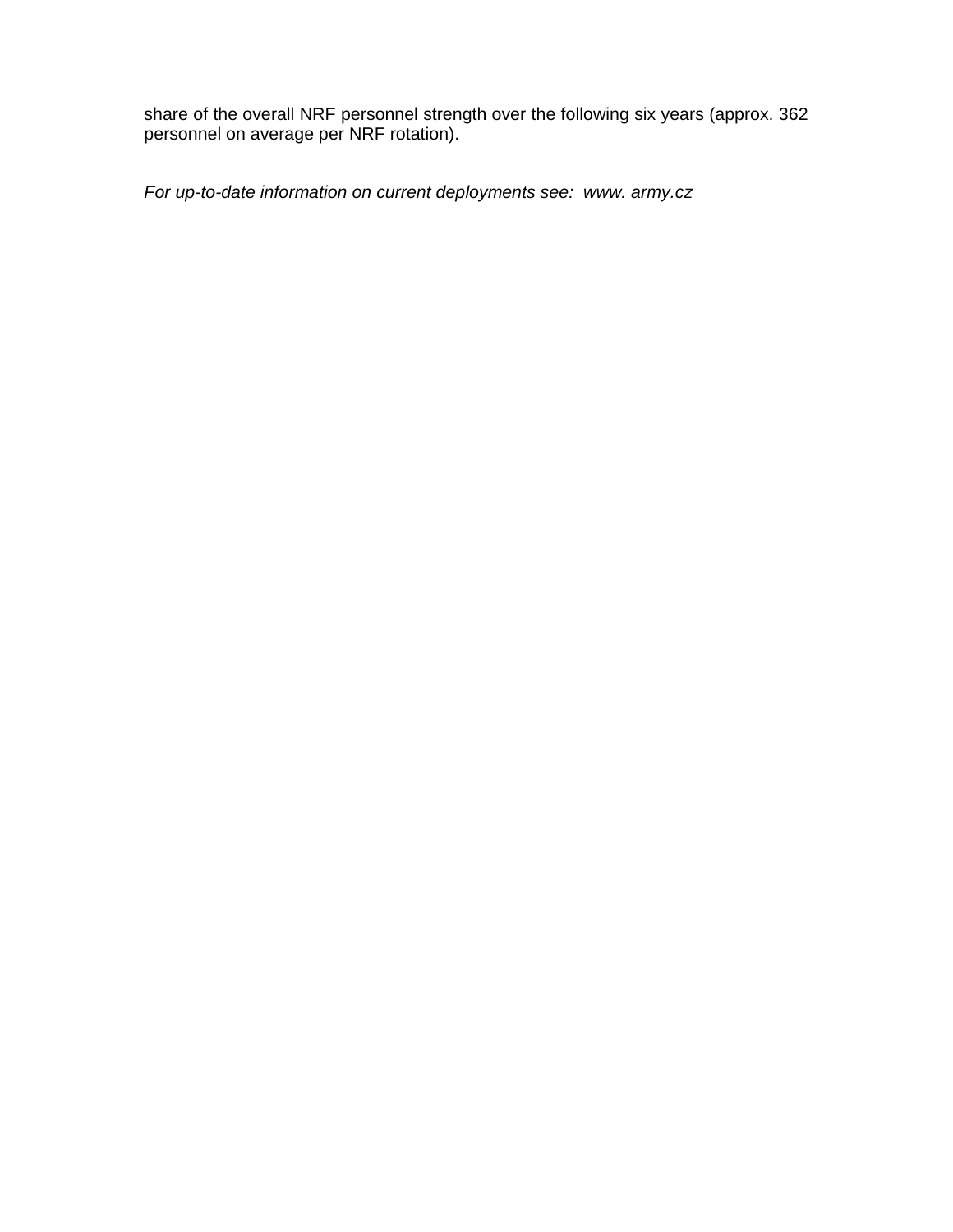share of the overall NRF personnel strength over the following six years (approx. 362 personnel on average per NRF rotation).

*For up-to-date information on current deployments see:  www. army.cz*